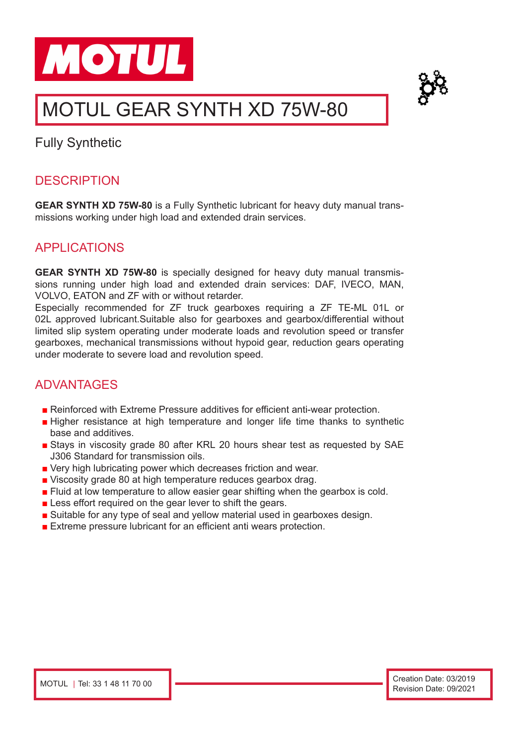# MOTUL GEAR SYNTH XD 75W-80

Fully Synthetic

## DESCRIPTION

**GEAR SYNTH XD 75W-80** is a Fully Synthetic lubricant for heavy duty manual transmissions working under high load and extended drain services.

## APPLICATIONS

**GEAR SYNTH XD 75W-80** is specially designed for heavy duty manual transmissions running under high load and extended drain services: DAF, IVECO, MAN, VOLVO, EATON and ZF with or without retarder.
Especially recommended for ZF truck gearboxes requiring a ZF TE-ML 01L or 02L approved lubricant.Suitable also for gearboxes and gearbox/differential without limited slip system operating under moderate loads and revolution speed or transfer gearboxes, mechanical transmissions without hypoid gear, reduction gears operating under moderate to severe load and revolution speed.

## ADVANTAGES

- Reinforced with Extreme Pressure additives for efficient anti-wear protection.
- Higher resistance at high temperature and longer life time thanks to synthetic base and additives.
- Stays in viscosity grade 80 after KRL 20 hours shear test as requested by SAE J306 Standard for transmission oils.
- Very high lubricating power which decreases friction and wear.
- Viscosity grade 80 at high temperature reduces gearbox drag.
- Fluid at low temperature to allow easier gear shifting when the gearbox is cold.
- Less effort required on the gear lever to shift the gears.
- Suitable for any type of seal and yellow material used in gearboxes design.
- Extreme pressure lubricant for an efficient anti wears protection.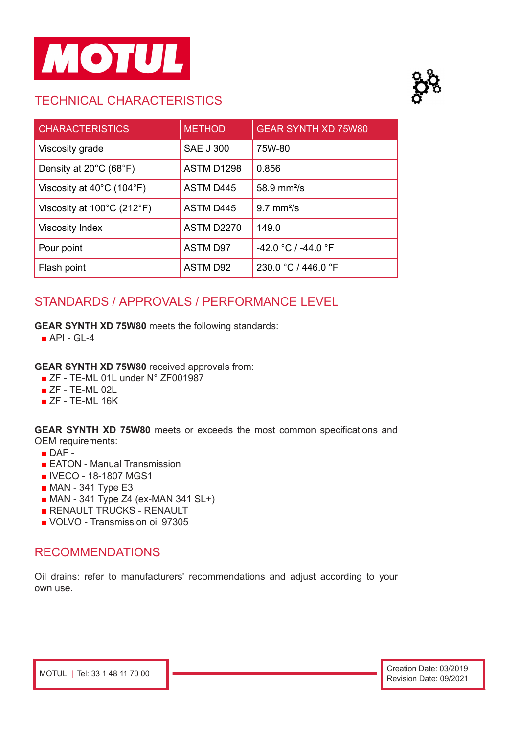MOTUL

## TECHNICAL CHARACTERISTICS

| CHARACTERISTICS | METHOD | GEAR SYNTH XD 75W80 |
| --- | --- | --- |
| Viscosity grade | SAE J 300 | 75W-80 |
| Density at 20°C (68°F) | ASTM D1298 | 0.856 |
| Viscosity at 40°C (104°F) | ASTM D445 | 58.9 $mm^2/s$ |
| Viscosity at 100°C (212°F) | ASTM D445 | 9.7 $mm^2/s$ |
| Viscosity Index | ASTM D2270 | 149.0 |
| Pour point | ASTM D97 | -42.0 °C / -44.0 °F |
| Flash point | ASTM D92 | 230.0 °C / 446.0 °F |

## STANDARDS / APPROVALS / PERFORMANCE LEVEL

**GEAR SYNTH XD 75W80** meets the following standards:

- API - GL-4

**GEAR SYNTH XD 75W80** received approvals from:

- ZF - TE-ML 01L under N° ZF001987
- ZF - TE-ML 02L
- ZF - TE-ML 16K

**GEAR SYNTH XD 75W80** meets or exceeds the most common specifications and OEM requirements:

- DAF -
- EATON - Manual Transmission
- IVECO - 18-1807 MGS1
- MAN - 341 Type E3
- MAN - 341 Type Z4 (ex-MAN 341 SL+)
- RENAULT TRUCKS - RENAULT
- VOLVO - Transmission oil 97305

## RECOMMENDATIONS

Oil drains: refer to manufacturers' recommendations and adjust according to your own use.

MOTUL | Tel: 33 1 48 11 70 00

Creation Date: 03/2019
Revision Date: 09/2021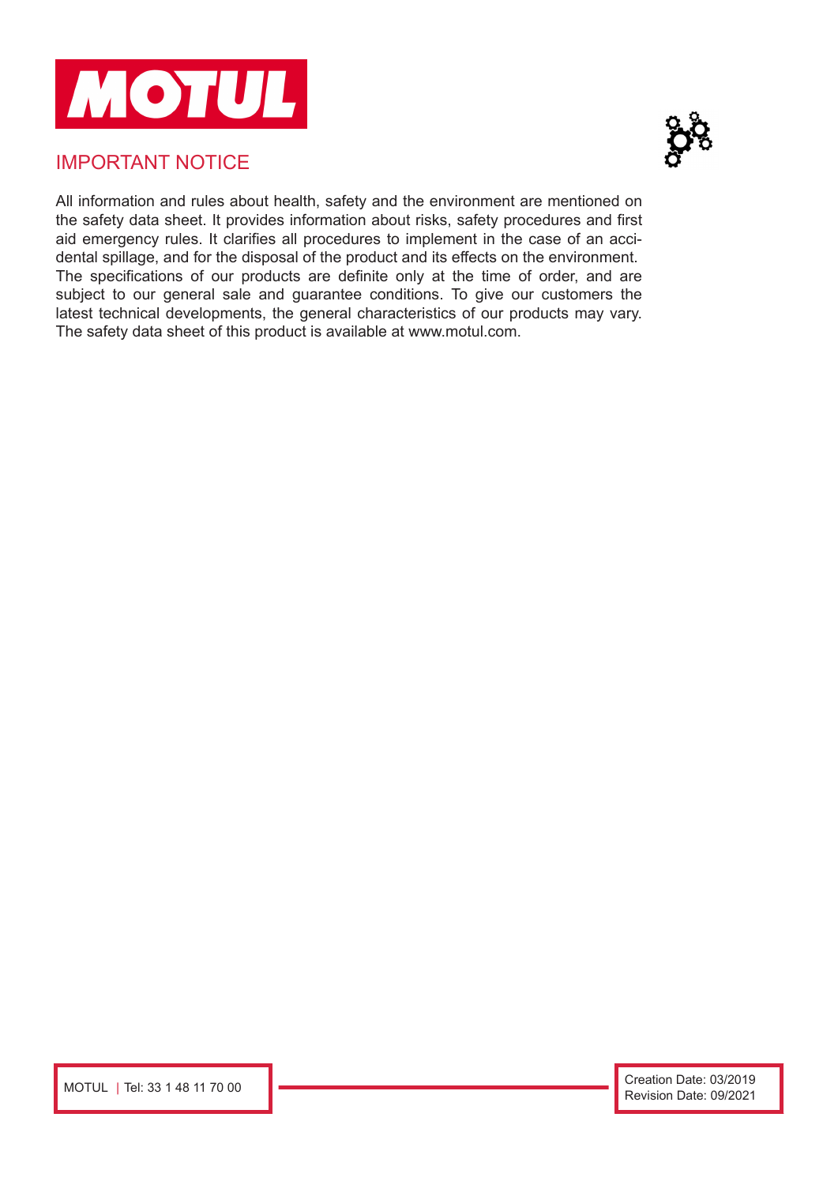## IMPORTANT NOTICE

All information and rules about health, safety and the environment are mentioned on the safety data sheet. It provides information about risks, safety procedures and first aid emergency rules. It clarifies all procedures to implement in the case of an accidental spillage, and for the disposal of the product and its effects on the environment.
The specifications of our products are definite only at the time of order, and are subject to our general sale and guarantee conditions. To give our customers the latest technical developments, the general characteristics of our products may vary.
The safety data sheet of this product is available at www.motul.com.